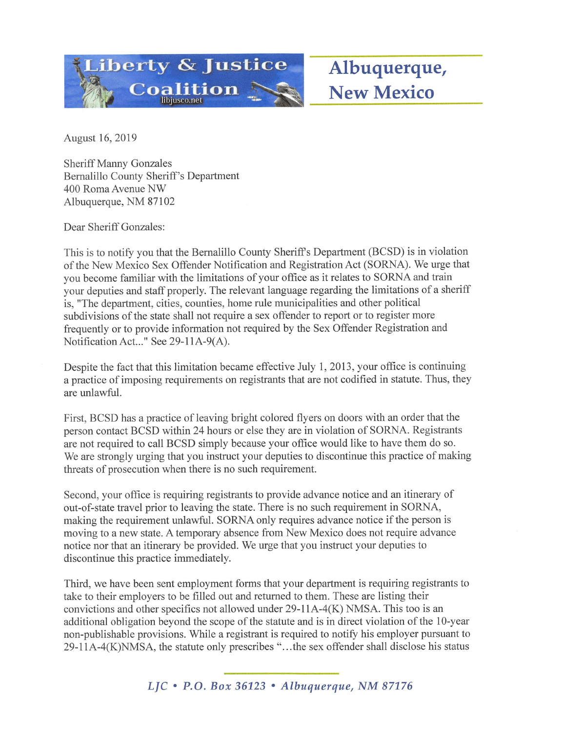**Liberty & Justice Coalition**
libjusco.net

**Albuquerque, New Mexico**

August 16, 2019

Sheriff Manny Gonzales
Bernalillo County Sheriff's Department
400 Roma Avenue NW
Albuquerque, NM 87102

Dear Sheriff Gonzales:

This is to notify you that the Bernalillo County Sheriff's Department (BCSD) is in violation of the New Mexico Sex Offender Notification and Registration Act (SORNA). We urge that you become familiar with the limitations of your office as it relates to SORNA and train your deputies and staff properly. The relevant language regarding the limitations of a sheriff is, "The department, cities, counties, home rule municipalities and other political subdivisions of the state shall not require a sex offender to report or to register more frequently or to provide information not required by the Sex Offender Registration and Notification Act..." See 29-11A-9(A).

Despite the fact that this limitation became effective July 1, 2013, your office is continuing a practice of imposing requirements on registrants that are not codified in statute. Thus, they are unlawful.

First, BCSD has a practice of leaving bright colored flyers on doors with an order that the person contact BCSD within 24 hours or else they are in violation of SORNA. Registrants are not required to call BCSD simply because your office would like to have them do so. We are strongly urging that you instruct your deputies to discontinue this practice of making threats of prosecution when there is no such requirement.

Second, your office is requiring registrants to provide advance notice and an itinerary of out-of-state travel prior to leaving the state. There is no such requirement in SORNA, making the requirement unlawful. SORNA only requires advance notice if the person is moving to a new state. A temporary absence from New Mexico does not require advance notice nor that an itinerary be provided. We urge that you instruct your deputies to discontinue this practice immediately.

Third, we have been sent employment forms that your department is requiring registrants to take to their employers to be filled out and returned to them. These are listing their convictions and other specifics not allowed under 29-11A-4(K) NMSA. This too is an additional obligation beyond the scope of the statute and is in direct violation of the 10-year non-publishable provisions. While a registrant is required to notify his employer pursuant to 29-11A-4(K)NMSA, the statute only prescribes "...the sex offender shall disclose his status

*LJC • P.O. Box 36123 • Albuquerque, NM 87176*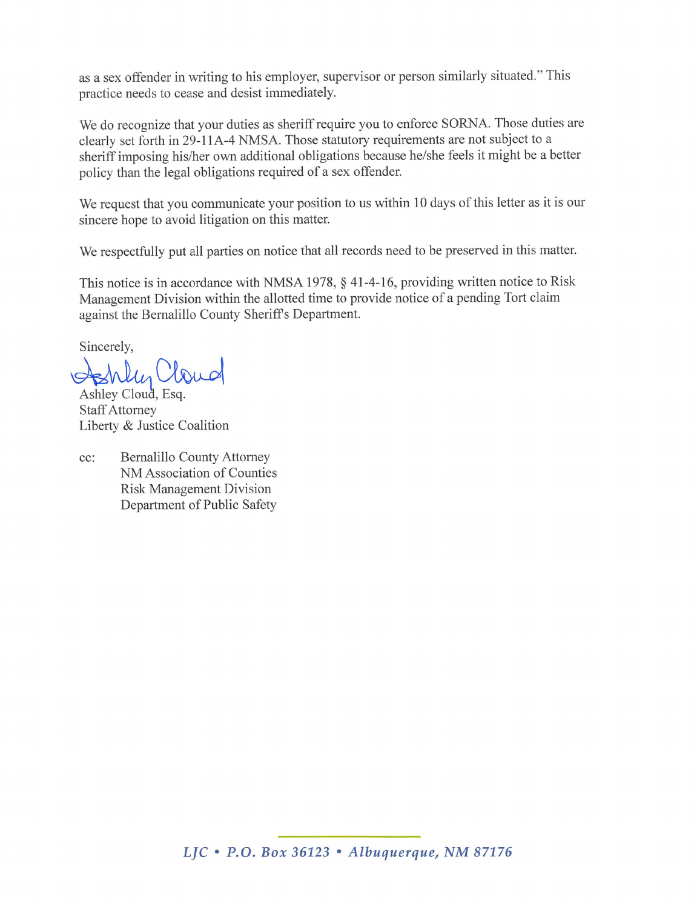as a sex offender in writing to his employer, supervisor or person similarly situated." This practice needs to cease and desist immediately.

We do recognize that your duties as sheriff require you to enforce SORNA. Those duties are clearly set forth in 29-11A-4 NMSA. Those statutory requirements are not subject to a sheriff imposing his/her own additional obligations because he/she feels it might be a better policy than the legal obligations required of a sex offender.

We request that you communicate your position to us within 10 days of this letter as it is our sincere hope to avoid litigation on this matter.

We respectfully put all parties on notice that all records need to be preserved in this matter.

This notice is in accordance with NMSA 1978, § 41-4-16, providing written notice to Risk Management Division within the allotted time to provide notice of a pending Tort claim against the Bernalillo County Sheriff's Department.

Sincerely,

Ashley Cloud, Esq.
Staff Attorney
Liberty & Justice Coalition

cc: Bernalillo County Attorney
NM Association of Counties
Risk Management Division
Department of Public Safety

*LJC • P.O. Box 36123 • Albuquerque, NM 87176*